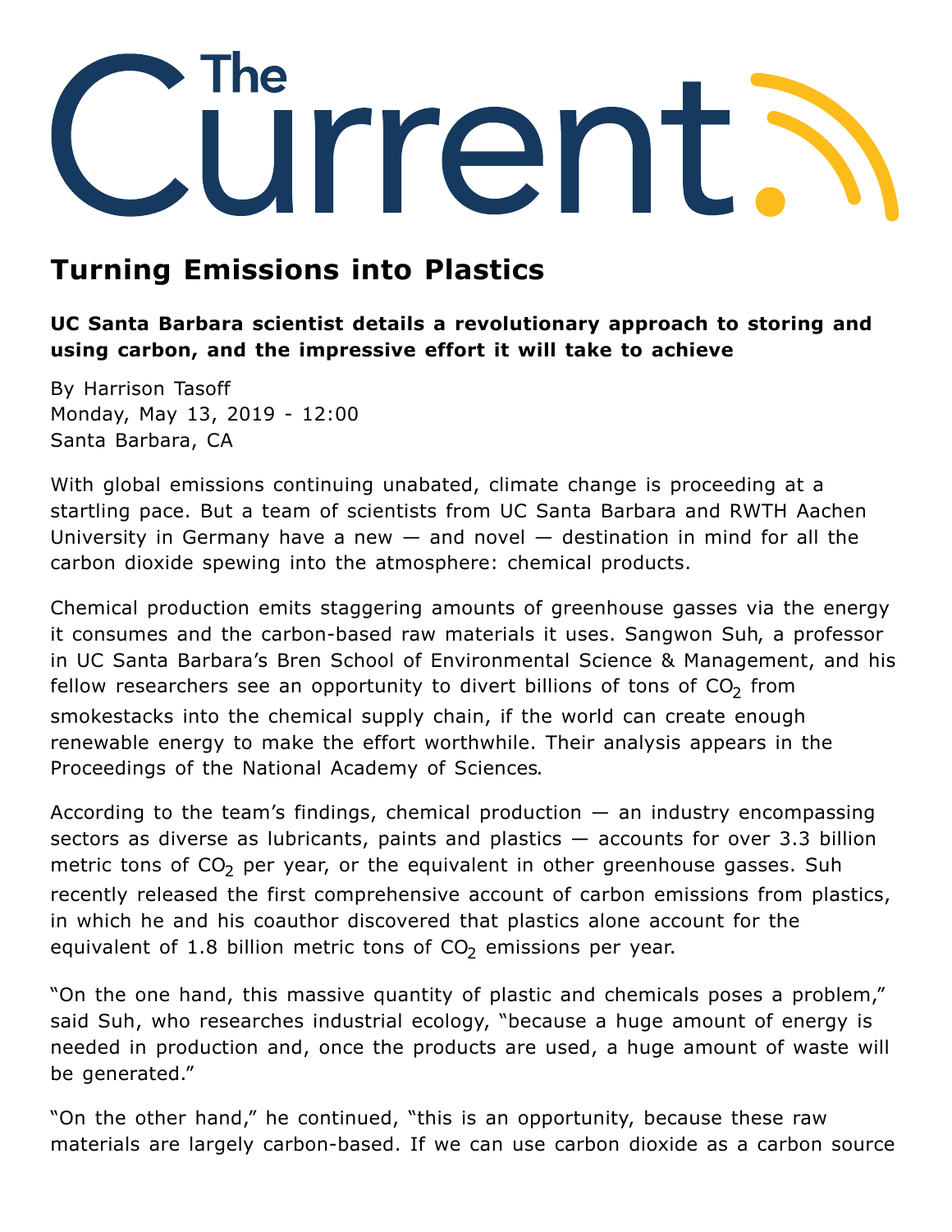# The Current.

## Turning Emissions into Plastics

**UC Santa Barbara scientist details a revolutionary approach to storing and using carbon, and the impressive effort it will take to achieve**

By Harrison Tasoff
Monday, May 13, 2019 - 12:00
Santa Barbara, CA

With global emissions continuing unabated, climate change is proceeding at a startling pace. But a team of scientists from UC Santa Barbara and RWTH Aachen University in Germany have a new — and novel — destination in mind for all the carbon dioxide spewing into the atmosphere: chemical products.

Chemical production emits staggering amounts of greenhouse gasses via the energy it consumes and the carbon-based raw materials it uses. Sangwon Suh, a professor in UC Santa Barbara's Bren School of Environmental Science & Management, and his fellow researchers see an opportunity to divert billions of tons of $CO_2$ from smokestacks into the chemical supply chain, if the world can create enough renewable energy to make the effort worthwhile. Their analysis appears in the Proceedings of the National Academy of Sciences.

According to the team's findings, chemical production — an industry encompassing sectors as diverse as lubricants, paints and plastics — accounts for over 3.3 billion metric tons of $CO_2$ per year, or the equivalent in other greenhouse gasses. Suh recently released the first comprehensive account of carbon emissions from plastics, in which he and his coauthor discovered that plastics alone account for the equivalent of 1.8 billion metric tons of $CO_2$ emissions per year.

"On the one hand, this massive quantity of plastic and chemicals poses a problem," said Suh, who researches industrial ecology, "because a huge amount of energy is needed in production and, once the products are used, a huge amount of waste will be generated."

"On the other hand," he continued, "this is an opportunity, because these raw materials are largely carbon-based. If we can use carbon dioxide as a carbon source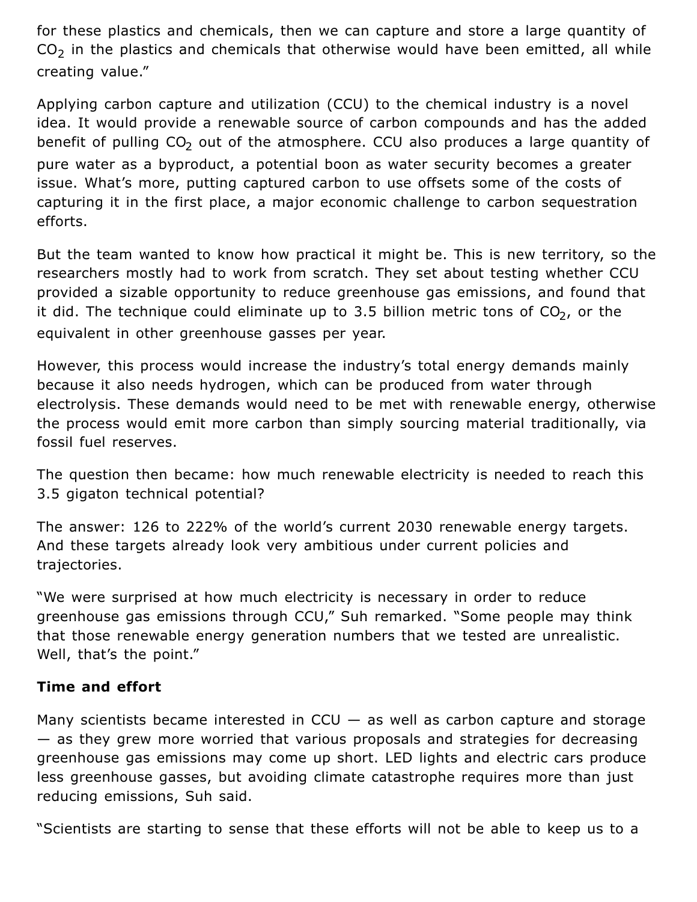for these plastics and chemicals, then we can capture and store a large quantity of $CO_2$ in the plastics and chemicals that otherwise would have been emitted, all while creating value."

Applying carbon capture and utilization (CCU) to the chemical industry is a novel idea. It would provide a renewable source of carbon compounds and has the added benefit of pulling $CO_2$ out of the atmosphere. CCU also produces a large quantity of pure water as a byproduct, a potential boon as water security becomes a greater issue. What's more, putting captured carbon to use offsets some of the costs of capturing it in the first place, a major economic challenge to carbon sequestration efforts.

But the team wanted to know how practical it might be. This is new territory, so the researchers mostly had to work from scratch. They set about testing whether CCU provided a sizable opportunity to reduce greenhouse gas emissions, and found that it did. The technique could eliminate up to 3.5 billion metric tons of $CO_2$, or the equivalent in other greenhouse gasses per year.

However, this process would increase the industry's total energy demands mainly because it also needs hydrogen, which can be produced from water through electrolysis. These demands would need to be met with renewable energy, otherwise the process would emit more carbon than simply sourcing material traditionally, via fossil fuel reserves.

The question then became: how much renewable electricity is needed to reach this 3.5 gigaton technical potential?

The answer: 126 to 222% of the world's current 2030 renewable energy targets. And these targets already look very ambitious under current policies and trajectories.

"We were surprised at how much electricity is necessary in order to reduce greenhouse gas emissions through CCU," Suh remarked. "Some people may think that those renewable energy generation numbers that we tested are unrealistic. Well, that's the point."

**Time and effort**

Many scientists became interested in CCU — as well as carbon capture and storage — as they grew more worried that various proposals and strategies for decreasing greenhouse gas emissions may come up short. LED lights and electric cars produce less greenhouse gasses, but avoiding climate catastrophe requires more than just reducing emissions, Suh said.

"Scientists are starting to sense that these efforts will not be able to keep us to a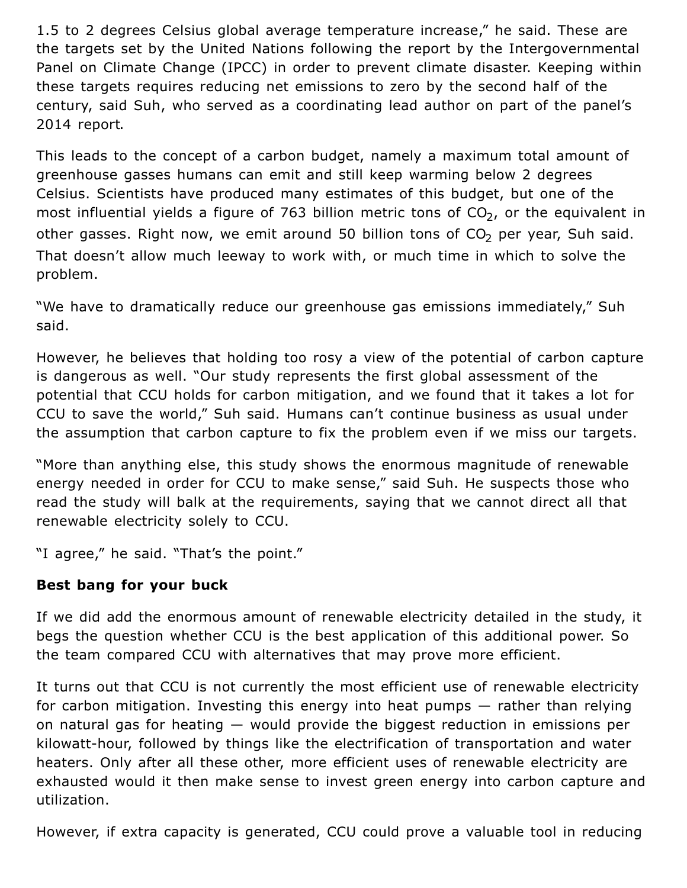1.5 to 2 degrees Celsius global average temperature increase," he said. These are the targets set by the United Nations following the report by the Intergovernmental Panel on Climate Change (IPCC) in order to prevent climate disaster. Keeping within these targets requires reducing net emissions to zero by the second half of the century, said Suh, who served as a coordinating lead author on part of the panel's 2014 report.

This leads to the concept of a carbon budget, namely a maximum total amount of greenhouse gasses humans can emit and still keep warming below 2 degrees Celsius. Scientists have produced many estimates of this budget, but one of the most influential yields a figure of 763 billion metric tons of $CO_2$, or the equivalent in other gasses. Right now, we emit around 50 billion tons of $CO_2$ per year, Suh said. That doesn't allow much leeway to work with, or much time in which to solve the problem.

"We have to dramatically reduce our greenhouse gas emissions immediately," Suh said.

However, he believes that holding too rosy a view of the potential of carbon capture is dangerous as well. "Our study represents the first global assessment of the potential that CCU holds for carbon mitigation, and we found that it takes a lot for CCU to save the world," Suh said. Humans can't continue business as usual under the assumption that carbon capture to fix the problem even if we miss our targets.

"More than anything else, this study shows the enormous magnitude of renewable energy needed in order for CCU to make sense," said Suh. He suspects those who read the study will balk at the requirements, saying that we cannot direct all that renewable electricity solely to CCU.

"I agree," he said. "That's the point."

**Best bang for your buck**

If we did add the enormous amount of renewable electricity detailed in the study, it begs the question whether CCU is the best application of this additional power. So the team compared CCU with alternatives that may prove more efficient.

It turns out that CCU is not currently the most efficient use of renewable electricity for carbon mitigation. Investing this energy into heat pumps — rather than relying on natural gas for heating — would provide the biggest reduction in emissions per kilowatt-hour, followed by things like the electrification of transportation and water heaters. Only after all these other, more efficient uses of renewable electricity are exhausted would it then make sense to invest green energy into carbon capture and utilization.

However, if extra capacity is generated, CCU could prove a valuable tool in reducing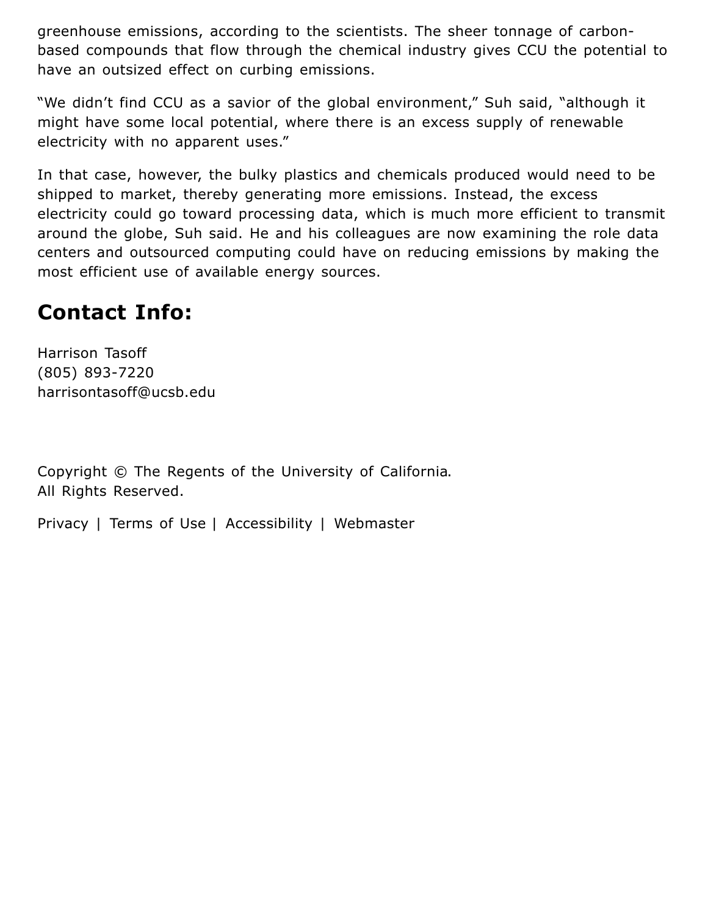greenhouse emissions, according to the scientists. The sheer tonnage of carbon-based compounds that flow through the chemical industry gives CCU the potential to have an outsized effect on curbing emissions.

“We didn’t find CCU as a savior of the global environment,” Suh said, “although it might have some local potential, where there is an excess supply of renewable electricity with no apparent uses.”

In that case, however, the bulky plastics and chemicals produced would need to be shipped to market, thereby generating more emissions. Instead, the excess electricity could go toward processing data, which is much more efficient to transmit around the globe, Suh said. He and his colleagues are now examining the role data centers and outsourced computing could have on reducing emissions by making the most efficient use of available energy sources.

## Contact Info:

Harrison Tasoff
(805) 893-7220
harrisontasoff@ucsb.edu

Copyright © The Regents of the University of California.
All Rights Reserved.

Privacy | Terms of Use | Accessibility | Webmaster